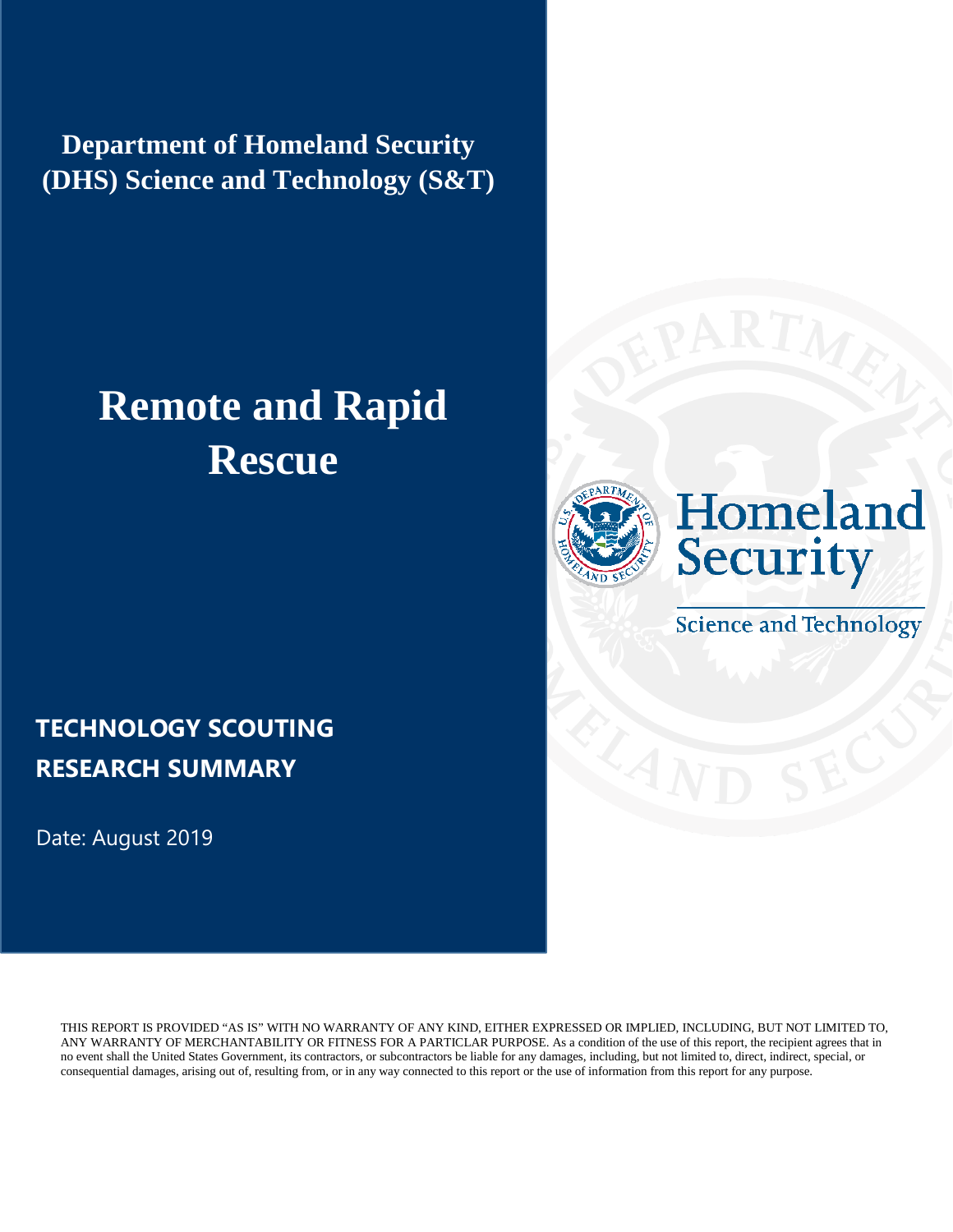**Department of Homeland Security (DHS) Science and Technology (S&T)**

# Remote and Rapid Rescue

Homeland Security

Science and Technology

## TECHNOLOGY SCOUTING RESEARCH SUMMARY

Date: August 2019

THIS REPORT IS PROVIDED "AS IS" WITH NO WARRANTY OF ANY KIND, EITHER EXPRESSED OR IMPLIED, INCLUDING, BUT NOT LIMITED TO, ANY WARRANTY OF MERCHANTABILITY OR FITNESS FOR A PARTICLAR PURPOSE. As a condition of the use of this report, the recipient agrees that in no event shall the United States Government, its contractors, or subcontractors be liable for any damages, including, but not limited to, direct, indirect, special, or consequential damages, arising out of, resulting from, or in any way connected to this report or the use of information from this report for any purpose.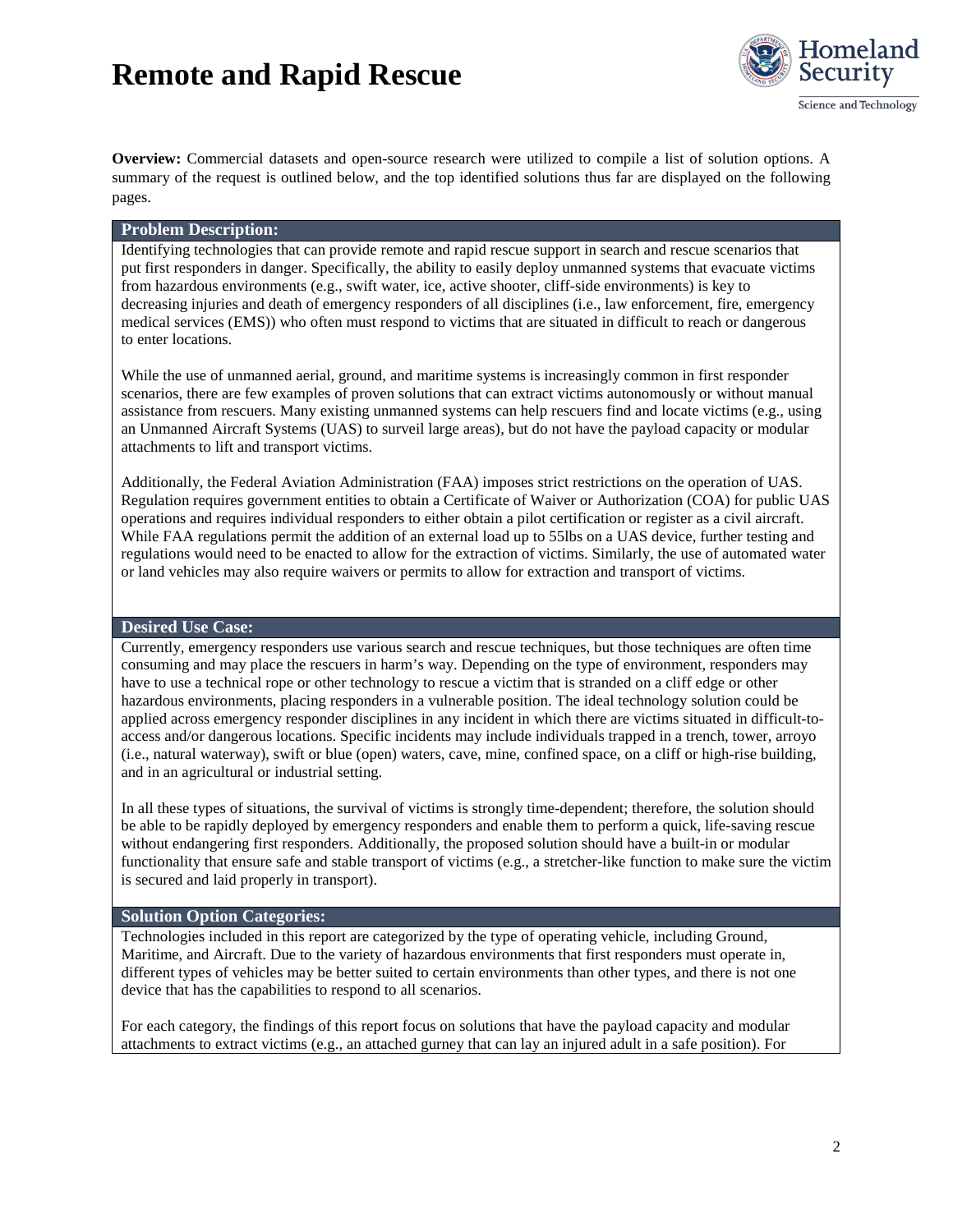# Remote and Rapid Rescue

**Overview:** Commercial datasets and open-source research were utilized to compile a list of solution options. A summary of the request is outlined below, and the top identified solutions thus far are displayed on the following pages.

## Problem Description:

Identifying technologies that can provide remote and rapid rescue support in search and rescue scenarios that put first responders in danger. Specifically, the ability to easily deploy unmanned systems that evacuate victims from hazardous environments (e.g., swift water, ice, active shooter, cliff-side environments) is key to decreasing injuries and death of emergency responders of all disciplines (i.e., law enforcement, fire, emergency medical services (EMS)) who often must respond to victims that are situated in difficult to reach or dangerous to enter locations.

While the use of unmanned aerial, ground, and maritime systems is increasingly common in first responder scenarios, there are few examples of proven solutions that can extract victims autonomously or without manual assistance from rescuers. Many existing unmanned systems can help rescuers find and locate victims (e.g., using an Unmanned Aircraft Systems (UAS) to surveil large areas), but do not have the payload capacity or modular attachments to lift and transport victims.

Additionally, the Federal Aviation Administration (FAA) imposes strict restrictions on the operation of UAS. Regulation requires government entities to obtain a Certificate of Waiver or Authorization (COA) for public UAS operations and requires individual responders to either obtain a pilot certification or register as a civil aircraft. While FAA regulations permit the addition of an external load up to 55lbs on a UAS device, further testing and regulations would need to be enacted to allow for the extraction of victims. Similarly, the use of automated water or land vehicles may also require waivers or permits to allow for extraction and transport of victims.

## Desired Use Case:

Currently, emergency responders use various search and rescue techniques, but those techniques are often time consuming and may place the rescuers in harm's way. Depending on the type of environment, responders may have to use a technical rope or other technology to rescue a victim that is stranded on a cliff edge or other hazardous environments, placing responders in a vulnerable position. The ideal technology solution could be applied across emergency responder disciplines in any incident in which there are victims situated in difficult-to-access and/or dangerous locations. Specific incidents may include individuals trapped in a trench, tower, arroyo (i.e., natural waterway), swift or blue (open) waters, cave, mine, confined space, on a cliff or high-rise building, and in an agricultural or industrial setting.

In all these types of situations, the survival of victims is strongly time-dependent; therefore, the solution should be able to be rapidly deployed by emergency responders and enable them to perform a quick, life-saving rescue without endangering first responders. Additionally, the proposed solution should have a built-in or modular functionality that ensure safe and stable transport of victims (e.g., a stretcher-like function to make sure the victim is secured and laid properly in transport).

## Solution Option Categories:

Technologies included in this report are categorized by the type of operating vehicle, including Ground, Maritime, and Aircraft. Due to the variety of hazardous environments that first responders must operate in, different types of vehicles may be better suited to certain environments than other types, and there is not one device that has the capabilities to respond to all scenarios.

For each category, the findings of this report focus on solutions that have the payload capacity and modular attachments to extract victims (e.g., an attached gurney that can lay an injured adult in a safe position). For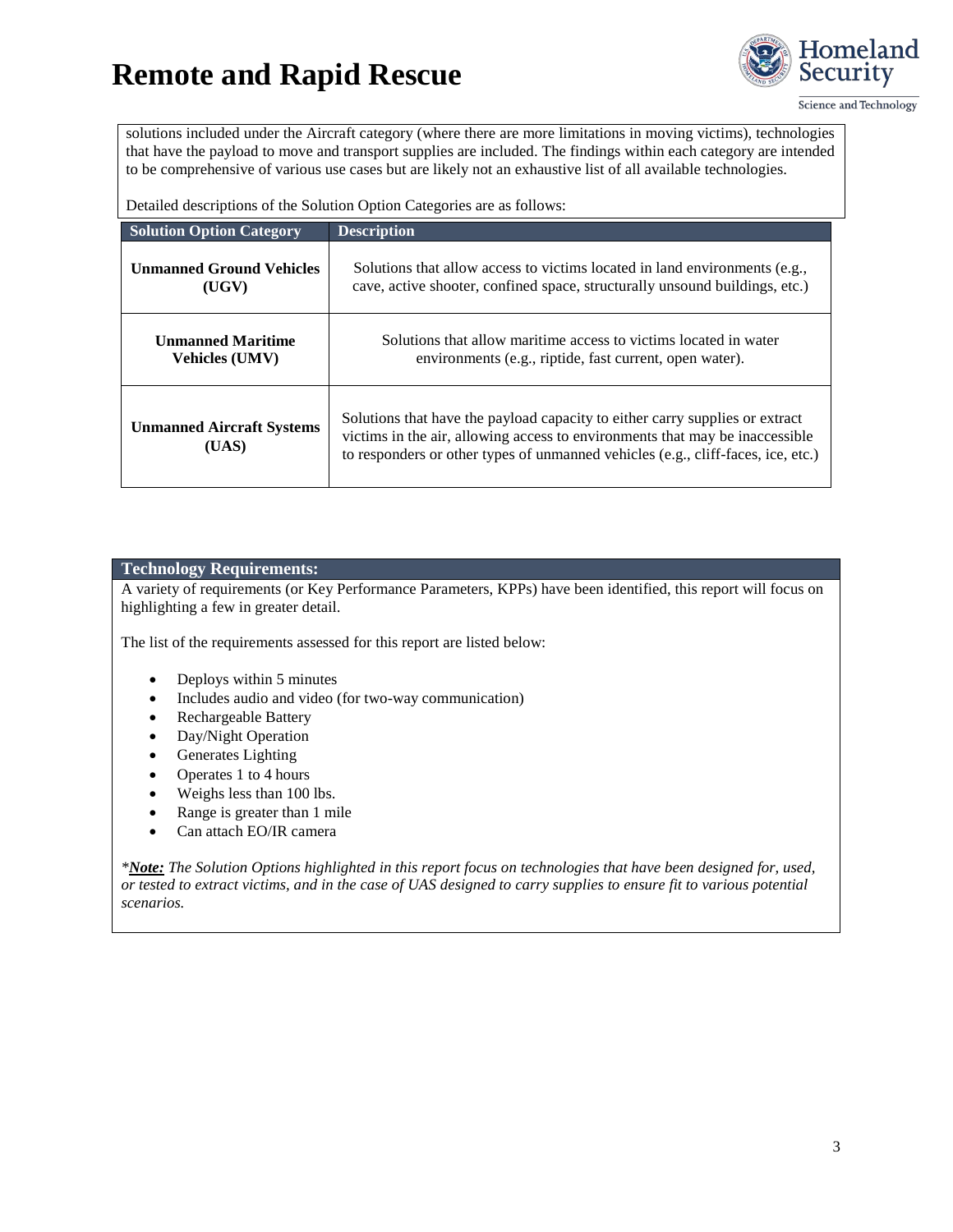solutions included under the Aircraft category (where there are more limitations in moving victims), technologies that have the payload to move and transport supplies are included. The findings within each category are intended to be comprehensive of various use cases but are likely not an exhaustive list of all available technologies.

Detailed descriptions of the Solution Option Categories are as follows:

| Solution Option Category | Description |
|---|---|
| **Unmanned Ground Vehicles (UGV)** | Solutions that allow access to victims located in land environments (e.g., cave, active shooter, confined space, structurally unsound buildings, etc.) |
| **Unmanned Maritime Vehicles (UMV)** | Solutions that allow maritime access to victims located in water environments (e.g., riptide, fast current, open water). |
| **Unmanned Aircraft Systems (UAS)** | Solutions that have the payload capacity to either carry supplies or extract victims in the air, allowing access to environments that may be inaccessible to responders or other types of unmanned vehicles (e.g., cliff-faces, ice, etc.) |

## Technology Requirements:

A variety of requirements (or Key Performance Parameters, KPPs) have been identified, this report will focus on highlighting a few in greater detail.

The list of the requirements assessed for this report are listed below:

- Deploys within 5 minutes
- Includes audio and video (for two-way communication)
- Rechargeable Battery
- Day/Night Operation
- Generates Lighting
- Operates 1 to 4 hours
- Weighs less than 100 lbs.
- Range is greater than 1 mile
- Can attach EO/IR camera

**Note:** *The Solution Options highlighted in this report focus on technologies that have been designed for, used, or tested to extract victims, and in the case of UAS designed to carry supplies to ensure fit to various potential scenarios.*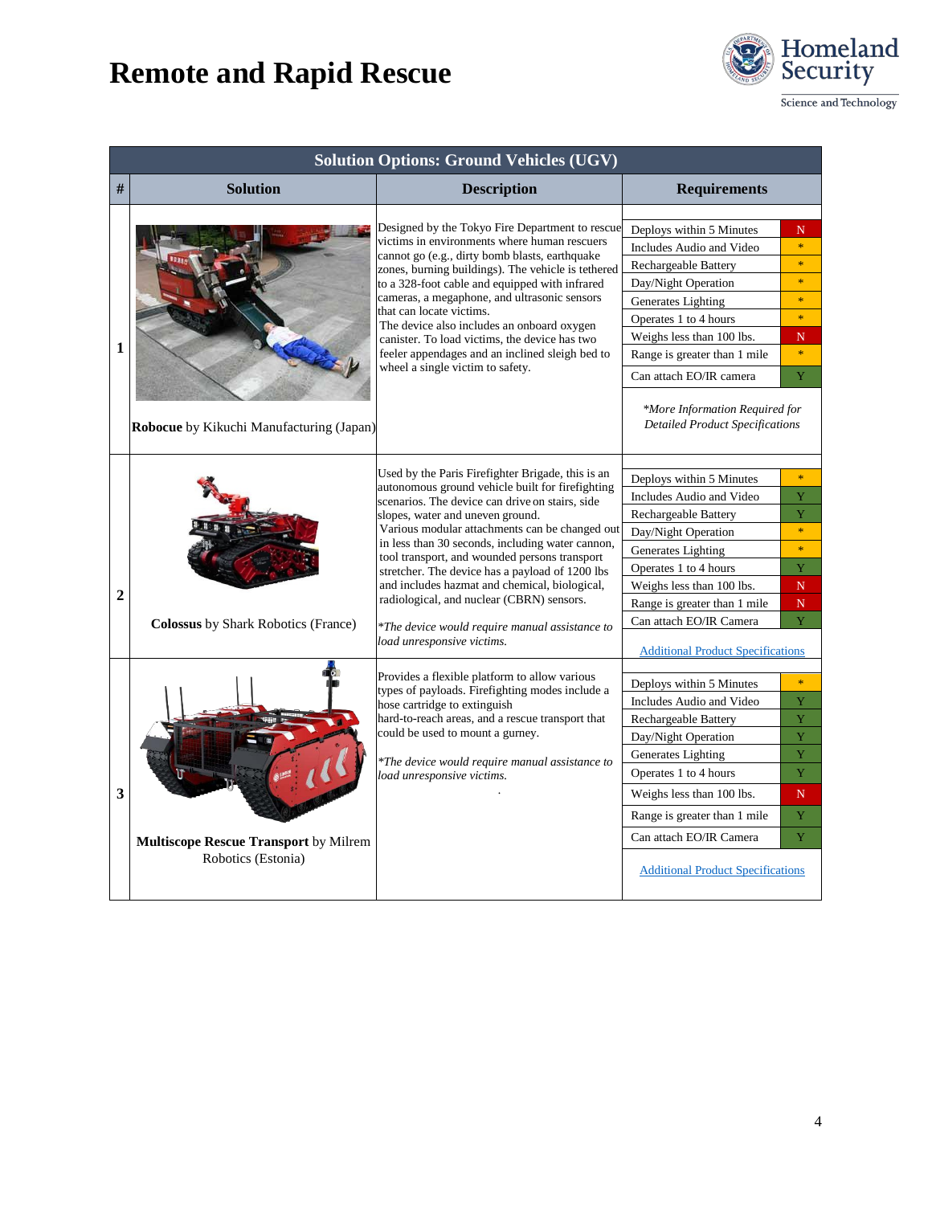# Remote and Rapid Rescue

| Solution Options: Ground Vehicles (UGV) | | | |
|---|---|---|---|
| **#** | **Solution** | **Description** | **Requirements** |
| **1** | **Robocue** by Kikuchi Manufacturing (Japan) | Designed by the Tokyo Fire Department to rescue victims in environments where human rescuers cannot go (e.g., dirty bomb blasts, earthquake zones, burning buildings). The vehicle is tethered to a 328-foot cable and equipped with infrared cameras, a megaphone, and ultrasonic sensors that can locate victims. The device also includes an onboard oxygen canister. To load victims, the device has two feeler appendages and an inclined sleigh bed to wheel a single victim to safety. | Deploys within 5 Minutes: N<br>Includes Audio and Video: *<br>Rechargeable Battery: *<br>Day/Night Operation: *<br>Generates Lighting: *<br>Operates 1 to 4 hours: *<br>Weighs less than 100 lbs.: N<br>Range is greater than 1 mile: *<br>Can attach EO/IR camera: Y<br><br>*\*More Information Required for Detailed Product Specifications* |
| **2** | **Colossus** by Shark Robotics (France) | Used by the Paris Firefighter Brigade, this is an autonomous ground vehicle built for firefighting scenarios. The device can drive on stairs, side slopes, water and uneven ground. Various modular attachments can be changed out in less than 30 seconds, including water cannon, tool transport, and wounded persons transport stretcher. The device has a payload of 1200 lbs and includes hazmat and chemical, biological, radiological, and nuclear (CBRN) sensors.<br><br>*\*The device would require manual assistance to load unresponsive victims.* | Deploys within 5 Minutes: *<br>Includes Audio and Video: Y<br>Rechargeable Battery: Y<br>Day/Night Operation: *<br>Generates Lighting: *<br>Operates 1 to 4 hours: Y<br>Weighs less than 100 lbs.: N<br>Range is greater than 1 mile: N<br>Can attach EO/IR Camera: Y<br><br>Additional Product Specifications |
| **3** | **Multiscope Rescue Transport** by Milrem Robotics (Estonia) | Provides a flexible platform to allow various types of payloads. Firefighting modes include a hose cartridge to extinguish hard-to-reach areas, and a rescue transport that could be used to mount a gurney.<br><br>*\*The device would require manual assistance to load unresponsive victims.* | Deploys within 5 Minutes: *<br>Includes Audio and Video: Y<br>Rechargeable Battery: Y<br>Day/Night Operation: Y<br>Generates Lighting: Y<br>Operates 1 to 4 hours: Y<br>Weighs less than 100 lbs.: N<br>Range is greater than 1 mile: Y<br>Can attach EO/IR Camera: Y<br><br>Additional Product Specifications |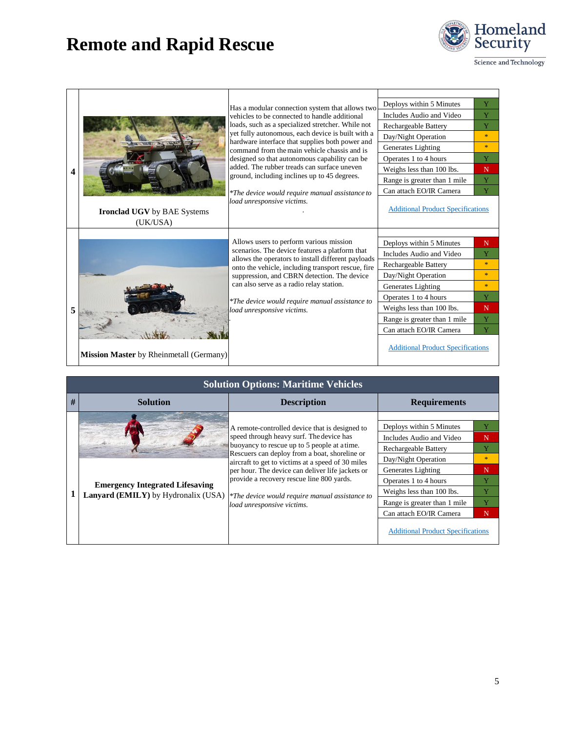# Remote and Rapid Rescue

| # | Solution | Description | Requirements | |
|---|---|---|---|---|
| 4 | **Ironclad UGV** by BAE Systems (UK/USA) | Has a modular connection system that allows two vehicles to be connected to handle additional loads, such as a specialized stretcher. While not yet fully autonomous, each device is built with a hardware interface that supplies both power and command from the main vehicle chassis and is designed so that autonomous capability can be added. The rubber treads can surface uneven ground, including inclines up to 45 degrees. *The device would require manual assistance to load unresponsive victims.* | Deploys within 5 Minutes | Y |
| | | | Includes Audio and Video | Y |
| | | | Rechargeable Battery | Y |
| | | | Day/Night Operation | * |
| | | | Generates Lighting | * |
| | | | Operates 1 to 4 hours | Y |
| | | | Weighs less than 100 lbs. | N |
| | | | Range is greater than 1 mile | Y |
| | | | Can attach EO/IR Camera | Y |
| | | | Additional Product Specifications | |
| 5 | **Mission Master** by Rheinmetall (Germany) | Allows users to perform various mission scenarios. The device features a platform that allows the operators to install different payloads onto the vehicle, including transport rescue, fire suppression, and CBRN detection. The device can also serve as a radio relay station. *The device would require manual assistance to load unresponsive victims.* | Deploys within 5 Minutes | N |
| | | | Includes Audio and Video | Y |
| | | | Rechargeable Battery | * |
| | | | Day/Night Operation | * |
| | | | Generates Lighting | * |
| | | | Operates 1 to 4 hours | Y |
| | | | Weighs less than 100 lbs. | N |
| | | | Range is greater than 1 mile | Y |
| | | | Can attach EO/IR Camera | Y |
| | | | Additional Product Specifications | |

## Solution Options: Maritime Vehicles

| # | Solution | Description | Requirements | |
|---|---|---|---|---|
| 1 | **Emergency Integrated Lifesaving Lanyard (EMILY)** by Hydronalix (USA) | A remote-controlled device that is designed to speed through heavy surf. The device has buoyancy to rescue up to 5 people at a time. Rescuers can deploy from a boat, shoreline or aircraft to get to victims at a speed of 30 miles per hour. The device can deliver life jackets or provide a recovery rescue line 800 yards. *The device would require manual assistance to load unresponsive victims.* | Deploys within 5 Minutes | Y |
| | | | Includes Audio and Video | N |
| | | | Rechargeable Battery | Y |
| | | | Day/Night Operation | * |
| | | | Generates Lighting | N |
| | | | Operates 1 to 4 hours | Y |
| | | | Weighs less than 100 lbs. | Y |
| | | | Range is greater than 1 mile | Y |
| | | | Can attach EO/IR Camera | N |
| | | | Additional Product Specifications | |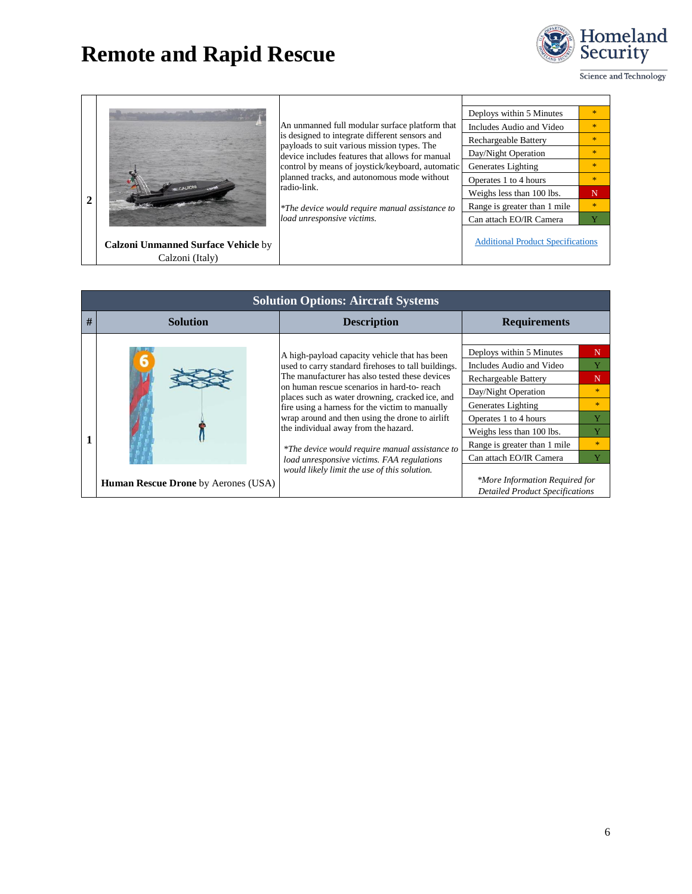# Remote and Rapid Rescue

| # | Solution | Description | Requirements |
|---|---|---|---|
| 2 | **Calzoni Unmanned Surface Vehicle** by Calzoni (Italy) | An unmanned full modular surface platform that is designed to integrate different sensors and payloads to suit various mission types. The device includes features that allows for manual control by means of joystick/keyboard, automatic planned tracks, and autonomous mode without radio-link.<br><br>*\*The device would require manual assistance to load unresponsive victims.* | Deploys within 5 Minutes: *<br>Includes Audio and Video: *<br>Rechargeable Battery: *<br>Day/Night Operation: *<br>Generates Lighting: *<br>Operates 1 to 4 hours: *<br>Weighs less than 100 lbs.: N<br>Range is greater than 1 mile: *<br>Can attach EO/IR Camera: Y<br><br>Additional Product Specifications |

| Solution Options: Aircraft Systems | | | |
|---|---|---|---|
| **#** | **Solution** | **Description** | **Requirements** |
| 1 | **Human Rescue Drone** by Aerones (USA) | A high-payload capacity vehicle that has been used to carry standard firehoses to tall buildings. The manufacturer has also tested these devices on human rescue scenarios in hard-to- reach places such as water drowning, cracked ice, and fire using a harness for the victim to manually wrap around and then using the drone to airlift the individual away from the hazard.<br><br>*\*The device would require manual assistance to load unresponsive victims. FAA regulations would likely limit the use of this solution.* | Deploys within 5 Minutes: N<br>Includes Audio and Video: Y<br>Rechargeable Battery: N<br>Day/Night Operation: *<br>Generates Lighting: *<br>Operates 1 to 4 hours: Y<br>Weighs less than 100 lbs.: Y<br>Range is greater than 1 mile: *<br>Can attach EO/IR Camera: Y<br><br>*\*More Information Required for Detailed Product Specifications* |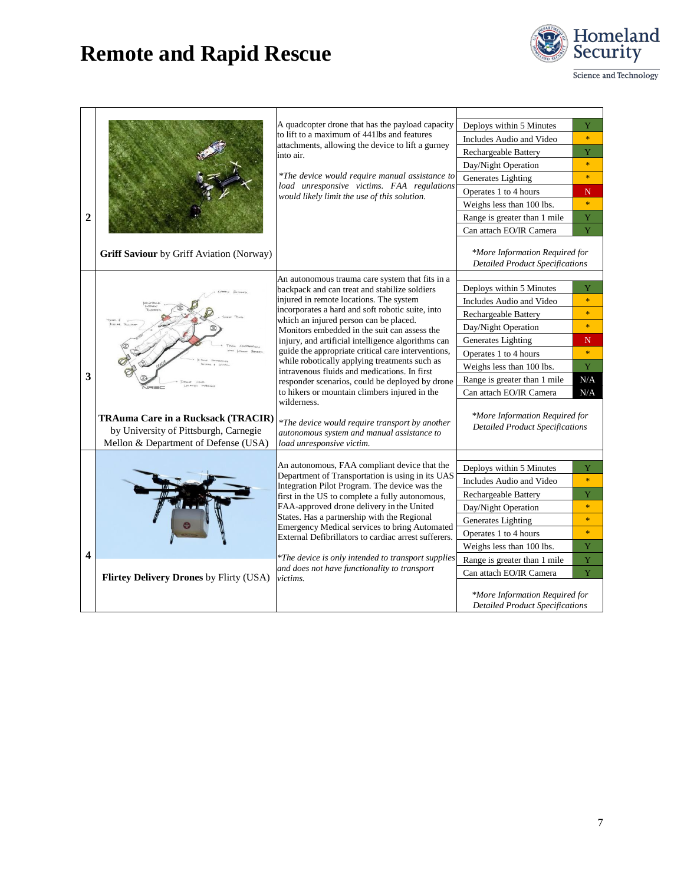# Remote and Rapid Rescue

| # | Product | Description | Specifications |
|---|---|---|---|
| 2 | **Griff Saviour** by Griff Aviation (Norway) | A quadcopter drone that has the payload capacity to lift to a maximum of 441lbs and features attachments, allowing the device to lift a gurney into air.<br><br>*\*The device would require manual assistance to load unresponsive victims. FAA regulations would likely limit the use of this solution.* | Deploys within 5 Minutes: Y<br>Includes Audio and Video: *<br>Rechargeable Battery: Y<br>Day/Night Operation: *<br>Generates Lighting: *<br>Operates 1 to 4 hours: N<br>Weighs less than 100 lbs.: *<br>Range is greater than 1 mile: Y<br>Can attach EO/IR Camera: Y<br><br>*\*More Information Required for Detailed Product Specifications* |
| 3 | **TRAuma Care in a Rucksack (TRACIR)** by University of Pittsburgh, Carnegie Mellon & Department of Defense (USA) | An autonomous trauma care system that fits in a backpack and can treat and stabilize soldiers injured in remote locations. The system incorporates a hard and soft robotic suite, into which an injured person can be placed. Monitors embedded in the suit can assess the injury, and artificial intelligence algorithms can guide the appropriate critical care interventions, while robotically applying treatments such as intravenous fluids and medications. In first responder scenarios, could be deployed by drone to hikers or mountain climbers injured in the wilderness.<br><br>*\*The device would require transport by another autonomous system and manual assistance to load unresponsive victim.* | Deploys within 5 Minutes: Y<br>Includes Audio and Video: *<br>Rechargeable Battery: *<br>Day/Night Operation: *<br>Generates Lighting: N<br>Operates 1 to 4 hours: *<br>Weighs less than 100 lbs.: Y<br>Range is greater than 1 mile: N/A<br>Can attach EO/IR Camera: N/A<br><br>*\*More Information Required for Detailed Product Specifications* |
| 4 | **Flirtey Delivery Drones** by Flirty (USA) | An autonomous, FAA compliant device that the Department of Transportation is using in its UAS Integration Pilot Program. The device was the first in the US to complete a fully autonomous, FAA-approved drone delivery in the United States. Has a partnership with the Regional Emergency Medical services to bring Automated External Defibrillators to cardiac arrest sufferers.<br><br>*\*The device is only intended to transport supplies and does not have functionality to transport victims.* | Deploys within 5 Minutes: Y<br>Includes Audio and Video: *<br>Rechargeable Battery: Y<br>Day/Night Operation: *<br>Generates Lighting: *<br>Operates 1 to 4 hours: *<br>Weighs less than 100 lbs.: Y<br>Range is greater than 1 mile: Y<br>Can attach EO/IR Camera: Y<br><br>*\*More Information Required for Detailed Product Specifications* |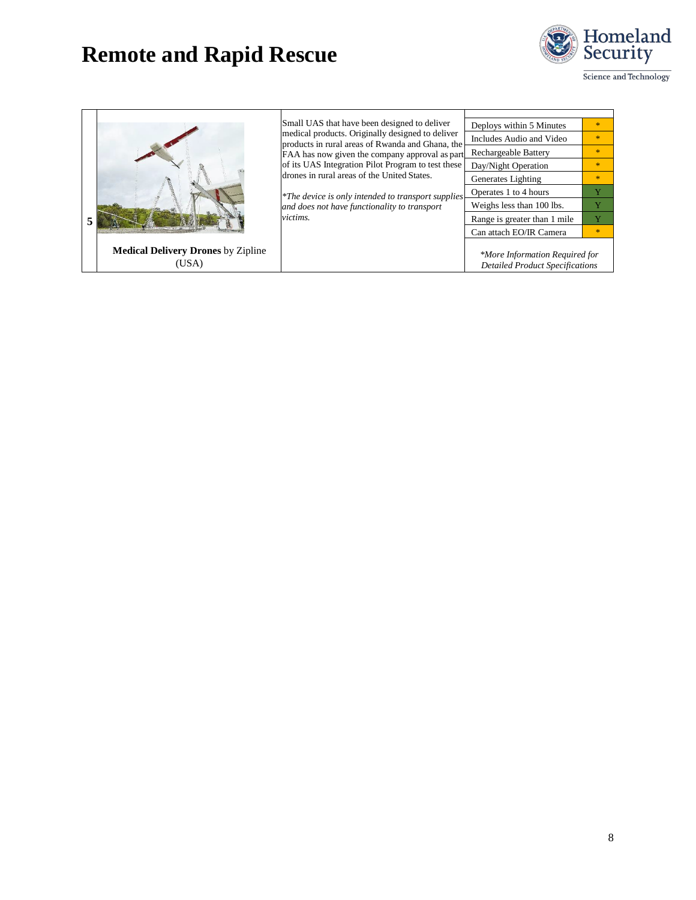# Remote and Rapid Rescue

| | | | |
|---|---|---|---|
| 5 | **Medical Delivery Drones** by Zipline (USA) | Small UAS that have been designed to deliver medical products. Originally designed to deliver products in rural areas of Rwanda and Ghana, the FAA has now given the company approval as part of its UAS Integration Pilot Program to test these drones in rural areas of the United States.<br><br>*\*The device is only intended to transport supplies and does not have functionality to transport victims.* | Deploys within 5 Minutes: *<br>Includes Audio and Video: *<br>Rechargeable Battery: *<br>Day/Night Operation: *<br>Generates Lighting: *<br>Operates 1 to 4 hours: Y<br>Weighs less than 100 lbs.: Y<br>Range is greater than 1 mile: Y<br>Can attach EO/IR Camera: *<br><br>*\*More Information Required for Detailed Product Specifications* |